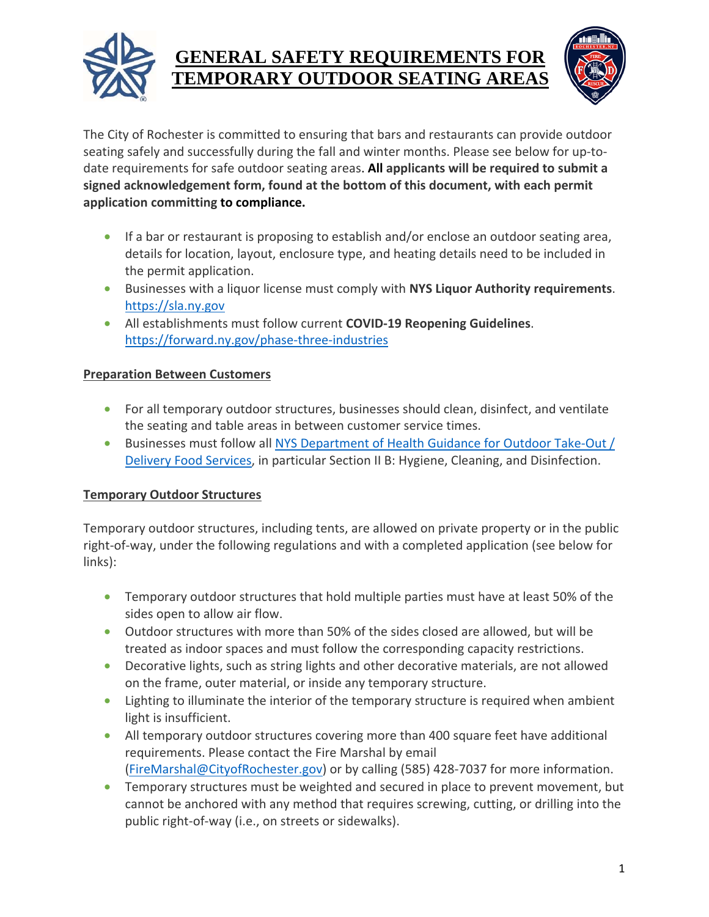# GENERAL SAFETY REQUIREMENTS FOR TEMPORARY OUTDOOR SEATING AREAS

The City of Rochester is committed to ensuring that bars and restaurants can provide outdoor seating safely and successfully during the fall and winter months. Please see below for up-to-date requirements for safe outdoor seating areas. **All applicants will be required to submit a signed acknowledgement form, found at the bottom of this document, with each permit application committing to compliance.**

- If a bar or restaurant is proposing to establish and/or enclose an outdoor seating area, details for location, layout, enclosure type, and heating details need to be included in the permit application.
- Businesses with a liquor license must comply with **NYS Liquor Authority requirements**. https://sla.ny.gov
- All establishments must follow current **COVID-19 Reopening Guidelines**. https://forward.ny.gov/phase-three-industries

## Preparation Between Customers

- For all temporary outdoor structures, businesses should clean, disinfect, and ventilate the seating and table areas in between customer service times.
- Businesses must follow all NYS Department of Health Guidance for Outdoor Take-Out / Delivery Food Services, in particular Section II B: Hygiene, Cleaning, and Disinfection.

## Temporary Outdoor Structures

Temporary outdoor structures, including tents, are allowed on private property or in the public right-of-way, under the following regulations and with a completed application (see below for links):

- Temporary outdoor structures that hold multiple parties must have at least 50% of the sides open to allow air flow.
- Outdoor structures with more than 50% of the sides closed are allowed, but will be treated as indoor spaces and must follow the corresponding capacity restrictions.
- Decorative lights, such as string lights and other decorative materials, are not allowed on the frame, outer material, or inside any temporary structure.
- Lighting to illuminate the interior of the temporary structure is required when ambient light is insufficient.
- All temporary outdoor structures covering more than 400 square feet have additional requirements. Please contact the Fire Marshal by email (FireMarshal@CityofRochester.gov) or by calling (585) 428-7037 for more information.
- Temporary structures must be weighted and secured in place to prevent movement, but cannot be anchored with any method that requires screwing, cutting, or drilling into the public right-of-way (i.e., on streets or sidewalks).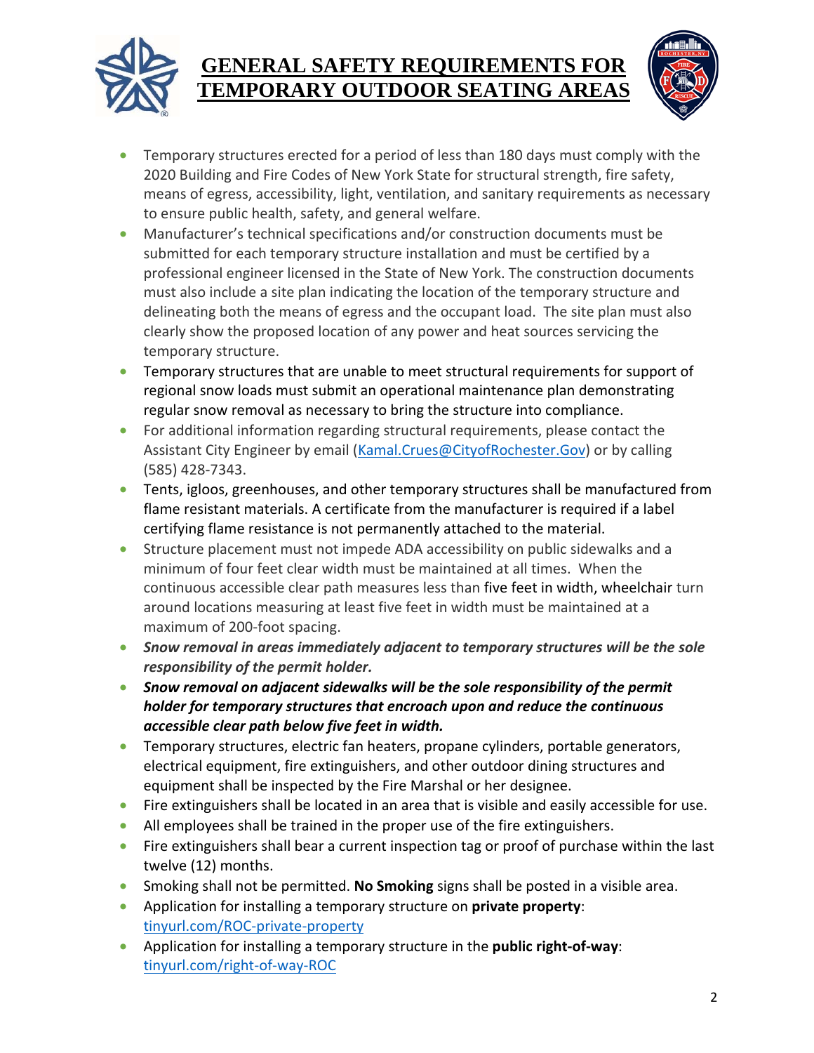# GENERAL SAFETY REQUIREMENTS FOR TEMPORARY OUTDOOR SEATING AREAS

- Temporary structures erected for a period of less than 180 days must comply with the 2020 Building and Fire Codes of New York State for structural strength, fire safety, means of egress, accessibility, light, ventilation, and sanitary requirements as necessary to ensure public health, safety, and general welfare.
- Manufacturer's technical specifications and/or construction documents must be submitted for each temporary structure installation and must be certified by a professional engineer licensed in the State of New York. The construction documents must also include a site plan indicating the location of the temporary structure and delineating both the means of egress and the occupant load. The site plan must also clearly show the proposed location of any power and heat sources servicing the temporary structure.
- Temporary structures that are unable to meet structural requirements for support of regional snow loads must submit an operational maintenance plan demonstrating regular snow removal as necessary to bring the structure into compliance.
- For additional information regarding structural requirements, please contact the Assistant City Engineer by email (Kamal.Crues@CityofRochester.Gov) or by calling (585) 428-7343.
- Tents, igloos, greenhouses, and other temporary structures shall be manufactured from flame resistant materials. A certificate from the manufacturer is required if a label certifying flame resistance is not permanently attached to the material.
- Structure placement must not impede ADA accessibility on public sidewalks and a minimum of four feet clear width must be maintained at all times. When the continuous accessible clear path measures less than five feet in width, wheelchair turn around locations measuring at least five feet in width must be maintained at a maximum of 200-foot spacing.
- ***Snow removal in areas immediately adjacent to temporary structures will be the sole responsibility of the permit holder.***
- ***Snow removal on adjacent sidewalks will be the sole responsibility of the permit holder for temporary structures that encroach upon and reduce the continuous accessible clear path below five feet in width.***
- Temporary structures, electric fan heaters, propane cylinders, portable generators, electrical equipment, fire extinguishers, and other outdoor dining structures and equipment shall be inspected by the Fire Marshal or her designee.
- Fire extinguishers shall be located in an area that is visible and easily accessible for use.
- All employees shall be trained in the proper use of the fire extinguishers.
- Fire extinguishers shall bear a current inspection tag or proof of purchase within the last twelve (12) months.
- Smoking shall not be permitted. **No Smoking** signs shall be posted in a visible area.
- Application for installing a temporary structure on **private property**: tinyurl.com/ROC-private-property
- Application for installing a temporary structure in the **public right-of-way**: tinyurl.com/right-of-way-ROC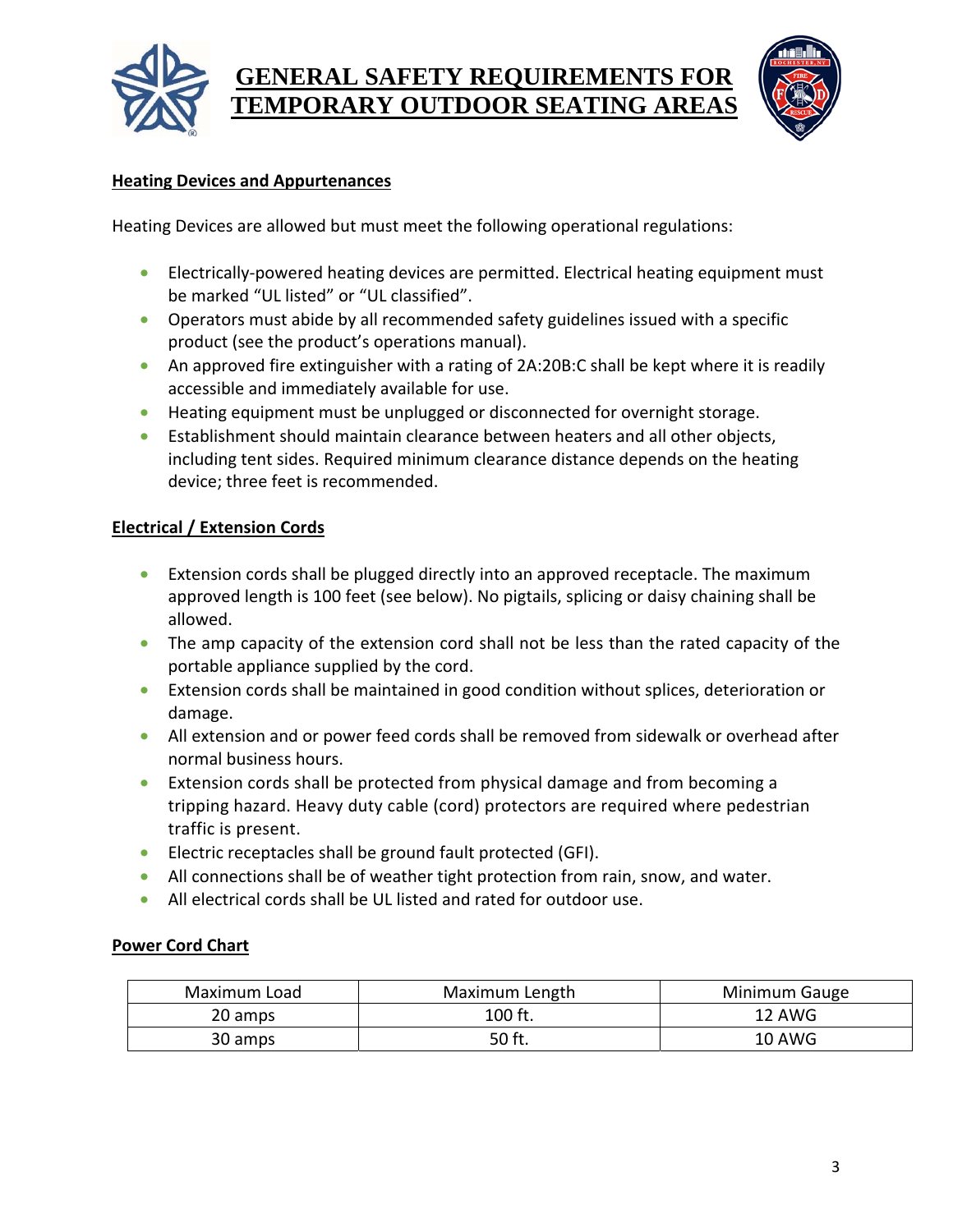# GENERAL SAFETY REQUIREMENTS FOR TEMPORARY OUTDOOR SEATING AREAS

## Heating Devices and Appurtenances

Heating Devices are allowed but must meet the following operational regulations:

- Electrically-powered heating devices are permitted. Electrical heating equipment must be marked "UL listed" or "UL classified".
- Operators must abide by all recommended safety guidelines issued with a specific product (see the product's operations manual).
- An approved fire extinguisher with a rating of 2A:20B:C shall be kept where it is readily accessible and immediately available for use.
- Heating equipment must be unplugged or disconnected for overnight storage.
- Establishment should maintain clearance between heaters and all other objects, including tent sides. Required minimum clearance distance depends on the heating device; three feet is recommended.

## Electrical / Extension Cords

- Extension cords shall be plugged directly into an approved receptacle. The maximum approved length is 100 feet (see below). No pigtails, splicing or daisy chaining shall be allowed.
- The amp capacity of the extension cord shall not be less than the rated capacity of the portable appliance supplied by the cord.
- Extension cords shall be maintained in good condition without splices, deterioration or damage.
- All extension and or power feed cords shall be removed from sidewalk or overhead after normal business hours.
- Extension cords shall be protected from physical damage and from becoming a tripping hazard. Heavy duty cable (cord) protectors are required where pedestrian traffic is present.
- Electric receptacles shall be ground fault protected (GFI).
- All connections shall be of weather tight protection from rain, snow, and water.
- All electrical cords shall be UL listed and rated for outdoor use.

## Power Cord Chart

| Maximum Load | Maximum Length | Minimum Gauge |
| --- | --- | --- |
| 20 amps | 100 ft. | 12 AWG |
| 30 amps | 50 ft. | 10 AWG |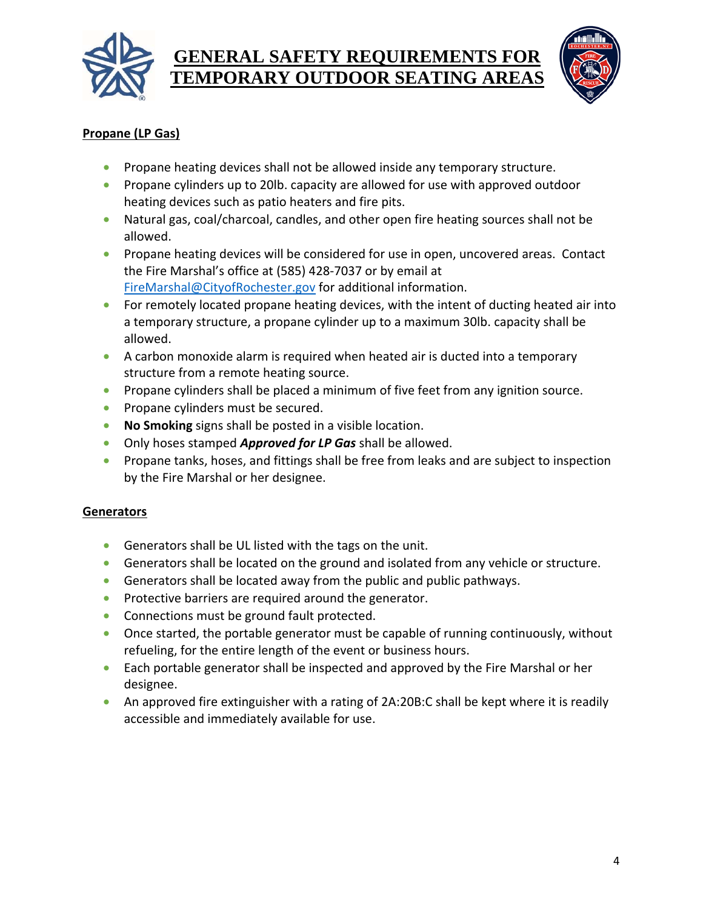# GENERAL SAFETY REQUIREMENTS FOR TEMPORARY OUTDOOR SEATING AREAS

## Propane (LP Gas)

- Propane heating devices shall not be allowed inside any temporary structure.
- Propane cylinders up to 20lb. capacity are allowed for use with approved outdoor heating devices such as patio heaters and fire pits.
- Natural gas, coal/charcoal, candles, and other open fire heating sources shall not be allowed.
- Propane heating devices will be considered for use in open, uncovered areas. Contact the Fire Marshal's office at (585) 428-7037 or by email at FireMarshal@CityofRochester.gov for additional information.
- For remotely located propane heating devices, with the intent of ducting heated air into a temporary structure, a propane cylinder up to a maximum 30lb. capacity shall be allowed.
- A carbon monoxide alarm is required when heated air is ducted into a temporary structure from a remote heating source.
- Propane cylinders shall be placed a minimum of five feet from any ignition source.
- Propane cylinders must be secured.
- **No Smoking** signs shall be posted in a visible location.
- Only hoses stamped ***Approved for LP Gas*** shall be allowed.
- Propane tanks, hoses, and fittings shall be free from leaks and are subject to inspection by the Fire Marshal or her designee.

## Generators

- Generators shall be UL listed with the tags on the unit.
- Generators shall be located on the ground and isolated from any vehicle or structure.
- Generators shall be located away from the public and public pathways.
- Protective barriers are required around the generator.
- Connections must be ground fault protected.
- Once started, the portable generator must be capable of running continuously, without refueling, for the entire length of the event or business hours.
- Each portable generator shall be inspected and approved by the Fire Marshal or her designee.
- An approved fire extinguisher with a rating of 2A:20B:C shall be kept where it is readily accessible and immediately available for use.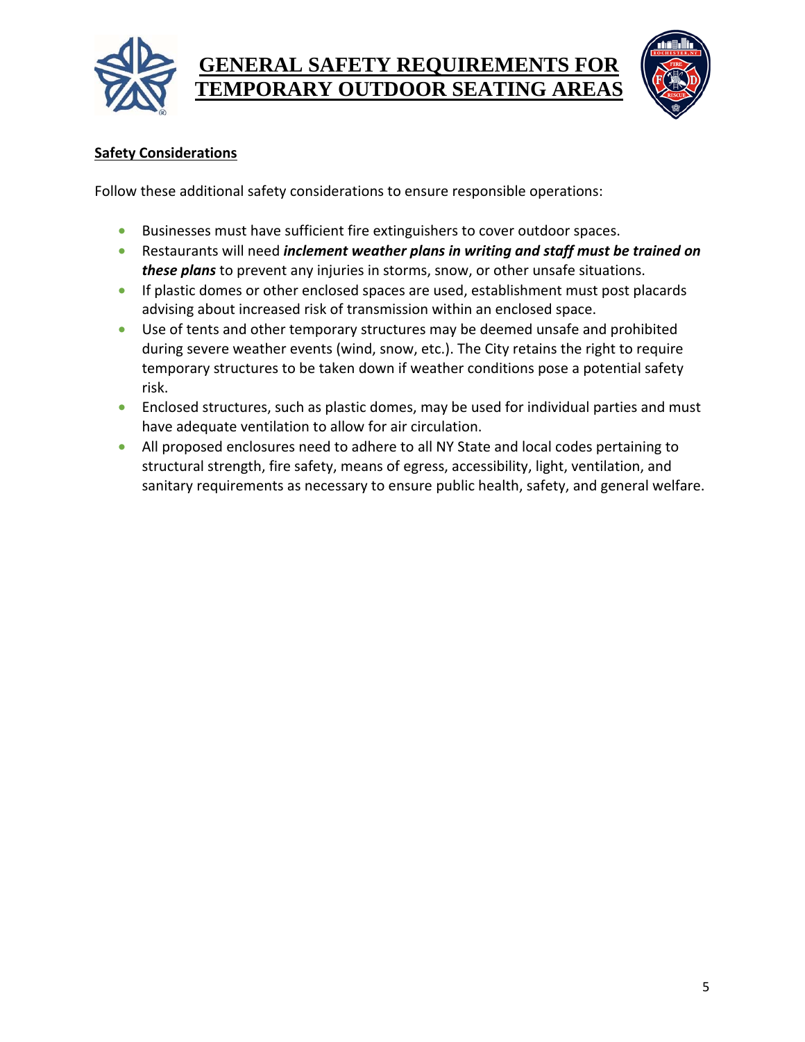# GENERAL SAFETY REQUIREMENTS FOR TEMPORARY OUTDOOR SEATING AREAS

## Safety Considerations

Follow these additional safety considerations to ensure responsible operations:

- Businesses must have sufficient fire extinguishers to cover outdoor spaces.
- Restaurants will need ***inclement weather plans in writing and staff must be trained on these plans*** to prevent any injuries in storms, snow, or other unsafe situations.
- If plastic domes or other enclosed spaces are used, establishment must post placards advising about increased risk of transmission within an enclosed space.
- Use of tents and other temporary structures may be deemed unsafe and prohibited during severe weather events (wind, snow, etc.). The City retains the right to require temporary structures to be taken down if weather conditions pose a potential safety risk.
- Enclosed structures, such as plastic domes, may be used for individual parties and must have adequate ventilation to allow for air circulation.
- All proposed enclosures need to adhere to all NY State and local codes pertaining to structural strength, fire safety, means of egress, accessibility, light, ventilation, and sanitary requirements as necessary to ensure public health, safety, and general welfare.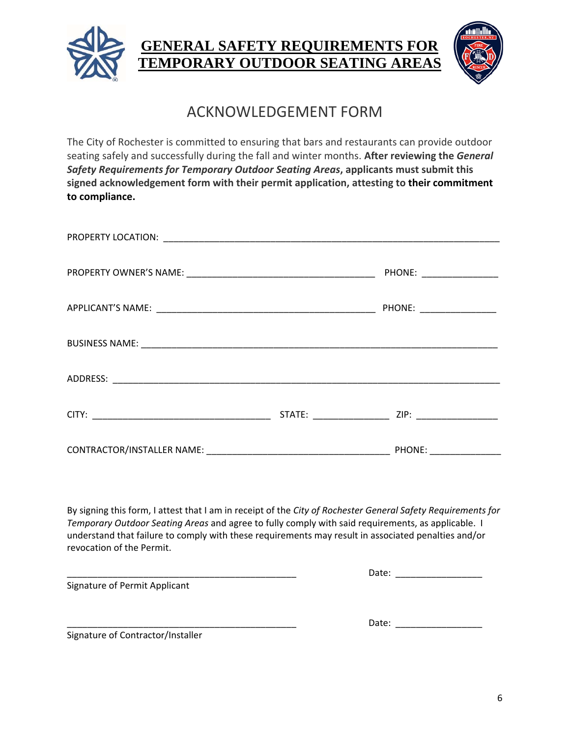# GENERAL SAFETY REQUIREMENTS FOR TEMPORARY OUTDOOR SEATING AREAS

## ACKNOWLEDGEMENT FORM

The City of Rochester is committed to ensuring that bars and restaurants can provide outdoor seating safely and successfully during the fall and winter months. **After reviewing the *General Safety Requirements for Temporary Outdoor Seating Areas*, applicants must submit this signed acknowledgement form with their permit application, attesting to their commitment to compliance.**

PROPERTY LOCATION: ___________________________________________________________________

PROPERTY OWNER'S NAME: ___________________________________ PHONE: ______________

APPLICANT'S NAME: __________________________________________ PHONE: ______________

BUSINESS NAME: ______________________________________________________________________

ADDRESS: ____________________________________________________________________________

CITY: _________________________________ STATE: ______________ ZIP: _______________

CONTRACTOR/INSTALLER NAME: __________________________________ PHONE: _____________

By signing this form, I attest that I am in receipt of the *City of Rochester General Safety Requirements for Temporary Outdoor Seating Areas* and agree to fully comply with said requirements, as applicable. I understand that failure to comply with these requirements may result in associated penalties and/or revocation of the Permit.

_____________________________________________ Date: ________________

Signature of Permit Applicant

_____________________________________________ Date: ________________

Signature of Contractor/Installer